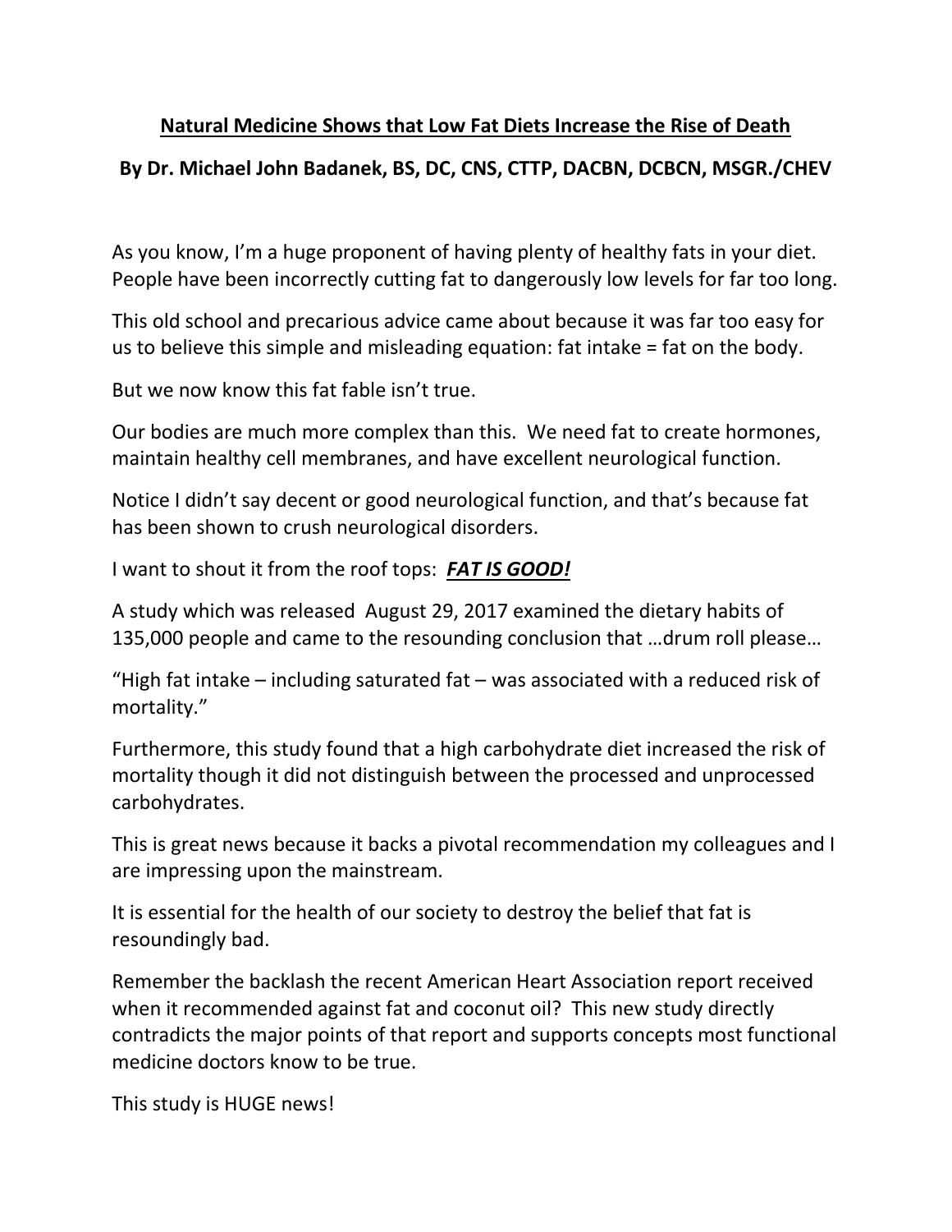# Natural Medicine Shows that Low Fat Diets Increase the Rise of Death

**By Dr. Michael John Badanek, BS, DC, CNS, CTTP, DACBN, DCBCN, MSGR./CHEV**

As you know, I'm a huge proponent of having plenty of healthy fats in your diet. People have been incorrectly cutting fat to dangerously low levels for far too long.

This old school and precarious advice came about because it was far too easy for us to believe this simple and misleading equation: fat intake = fat on the body.

But we now know this fat fable isn't true.

Our bodies are much more complex than this. We need fat to create hormones, maintain healthy cell membranes, and have excellent neurological function.

Notice I didn't say decent or good neurological function, and that's because fat has been shown to crush neurological disorders.

I want to shout it from the roof tops: ***FAT IS GOOD!***

A study which was released August 29, 2017 examined the dietary habits of 135,000 people and came to the resounding conclusion that …drum roll please…

"High fat intake – including saturated fat – was associated with a reduced risk of mortality."

Furthermore, this study found that a high carbohydrate diet increased the risk of mortality though it did not distinguish between the processed and unprocessed carbohydrates.

This is great news because it backs a pivotal recommendation my colleagues and I are impressing upon the mainstream.

It is essential for the health of our society to destroy the belief that fat is resoundingly bad.

Remember the backlash the recent American Heart Association report received when it recommended against fat and coconut oil? This new study directly contradicts the major points of that report and supports concepts most functional medicine doctors know to be true.

This study is HUGE news!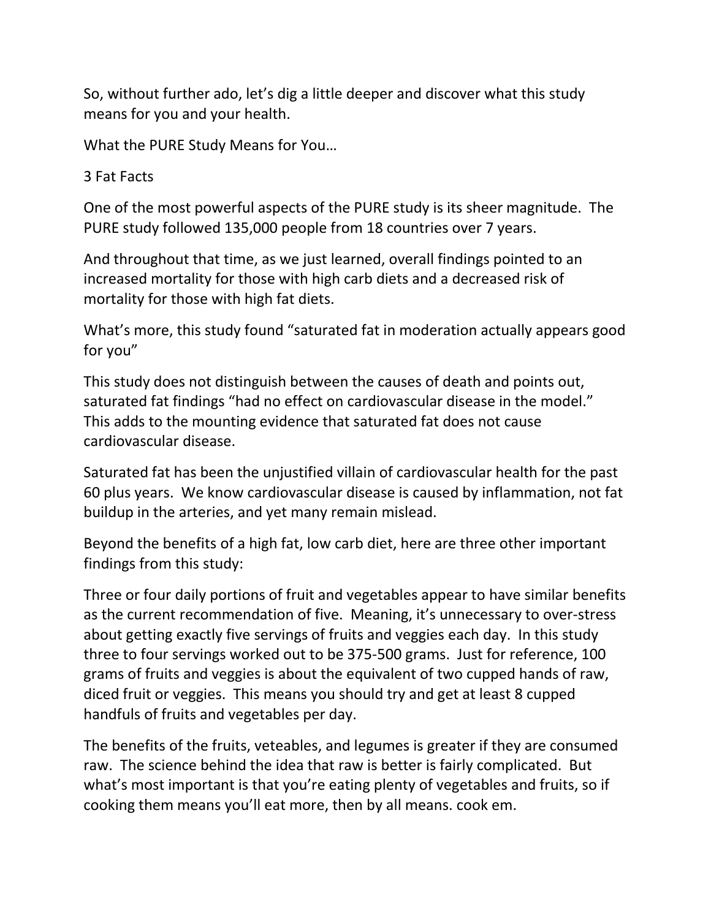So, without further ado, let's dig a little deeper and discover what this study means for you and your health.

## What the PURE Study Means for You…

### 3 Fat Facts

One of the most powerful aspects of the PURE study is its sheer magnitude. The PURE study followed 135,000 people from 18 countries over 7 years.

And throughout that time, as we just learned, overall findings pointed to an increased mortality for those with high carb diets and a decreased risk of mortality for those with high fat diets.

What's more, this study found "saturated fat in moderation actually appears good for you"

This study does not distinguish between the causes of death and points out, saturated fat findings "had no effect on cardiovascular disease in the model." This adds to the mounting evidence that saturated fat does not cause cardiovascular disease.

Saturated fat has been the unjustified villain of cardiovascular health for the past 60 plus years. We know cardiovascular disease is caused by inflammation, not fat buildup in the arteries, and yet many remain mislead.

Beyond the benefits of a high fat, low carb diet, here are three other important findings from this study:

Three or four daily portions of fruit and vegetables appear to have similar benefits as the current recommendation of five. Meaning, it's unnecessary to over-stress about getting exactly five servings of fruits and veggies each day. In this study three to four servings worked out to be 375-500 grams. Just for reference, 100 grams of fruits and veggies is about the equivalent of two cupped hands of raw, diced fruit or veggies. This means you should try and get at least 8 cupped handfuls of fruits and vegetables per day.

The benefits of the fruits, veteables, and legumes is greater if they are consumed raw. The science behind the idea that raw is better is fairly complicated. But what's most important is that you're eating plenty of vegetables and fruits, so if cooking them means you'll eat more, then by all means. cook em.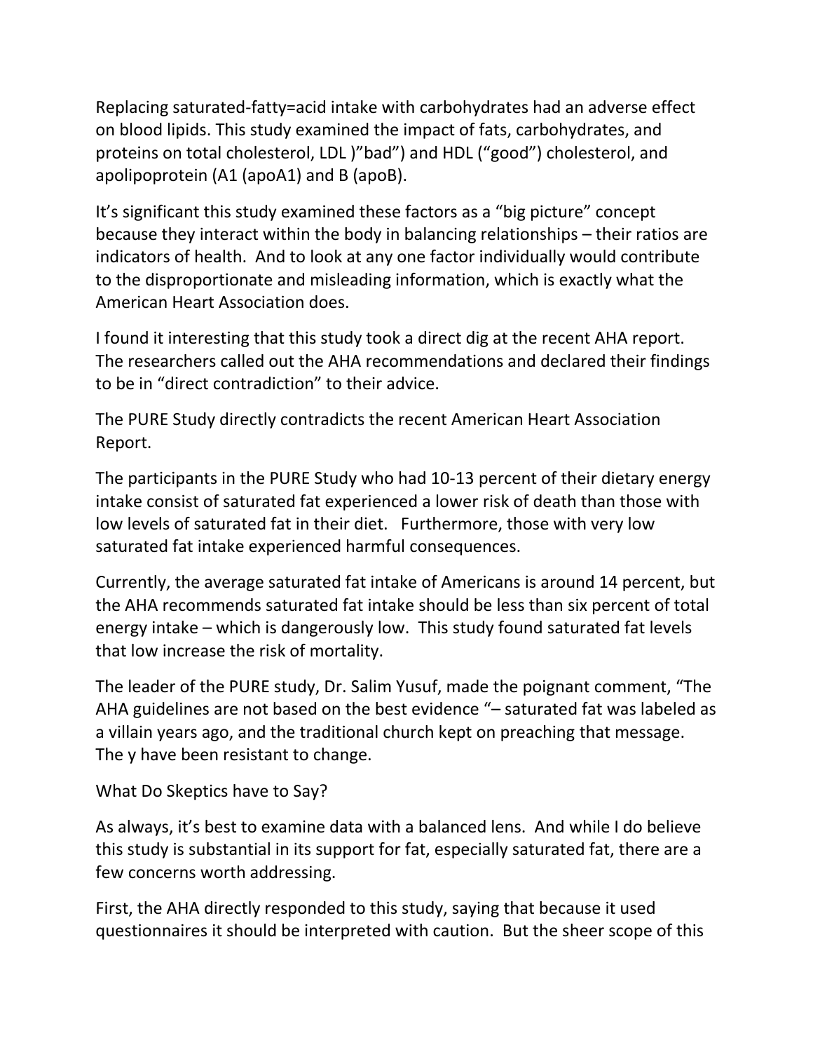Replacing saturated-fatty=acid intake with carbohydrates had an adverse effect on blood lipids. This study examined the impact of fats, carbohydrates, and proteins on total cholesterol, LDL )"bad") and HDL ("good") cholesterol, and apolipoprotein (A1 (apoA1) and B (apoB).

It's significant this study examined these factors as a "big picture" concept because they interact within the body in balancing relationships – their ratios are indicators of health. And to look at any one factor individually would contribute to the disproportionate and misleading information, which is exactly what the American Heart Association does.

I found it interesting that this study took a direct dig at the recent AHA report. The researchers called out the AHA recommendations and declared their findings to be in "direct contradiction" to their advice.

The PURE Study directly contradicts the recent American Heart Association Report.

The participants in the PURE Study who had 10-13 percent of their dietary energy intake consist of saturated fat experienced a lower risk of death than those with low levels of saturated fat in their diet. Furthermore, those with very low saturated fat intake experienced harmful consequences.

Currently, the average saturated fat intake of Americans is around 14 percent, but the AHA recommends saturated fat intake should be less than six percent of total energy intake – which is dangerously low. This study found saturated fat levels that low increase the risk of mortality.

The leader of the PURE study, Dr. Salim Yusuf, made the poignant comment, "The AHA guidelines are not based on the best evidence "– saturated fat was labeled as a villain years ago, and the traditional church kept on preaching that message. The y have been resistant to change.

What Do Skeptics have to Say?

As always, it's best to examine data with a balanced lens. And while I do believe this study is substantial in its support for fat, especially saturated fat, there are a few concerns worth addressing.

First, the AHA directly responded to this study, saying that because it used questionnaires it should be interpreted with caution. But the sheer scope of this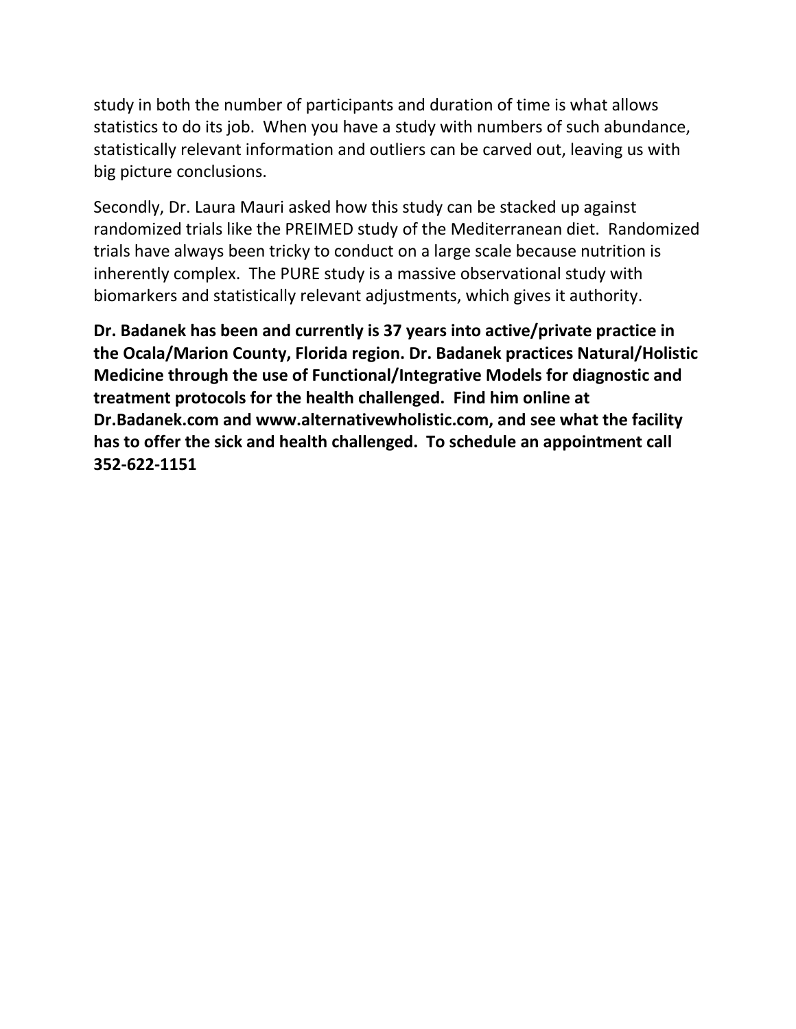study in both the number of participants and duration of time is what allows statistics to do its job. When you have a study with numbers of such abundance, statistically relevant information and outliers can be carved out, leaving us with big picture conclusions.

Secondly, Dr. Laura Mauri asked how this study can be stacked up against randomized trials like the PREIMED study of the Mediterranean diet. Randomized trials have always been tricky to conduct on a large scale because nutrition is inherently complex. The PURE study is a massive observational study with biomarkers and statistically relevant adjustments, which gives it authority.

**Dr. Badanek has been and currently is 37 years into active/private practice in the Ocala/Marion County, Florida region. Dr. Badanek practices Natural/Holistic Medicine through the use of Functional/Integrative Models for diagnostic and treatment protocols for the health challenged. Find him online at Dr.Badanek.com and www.alternativewholistic.com, and see what the facility has to offer the sick and health challenged. To schedule an appointment call 352-622-1151**